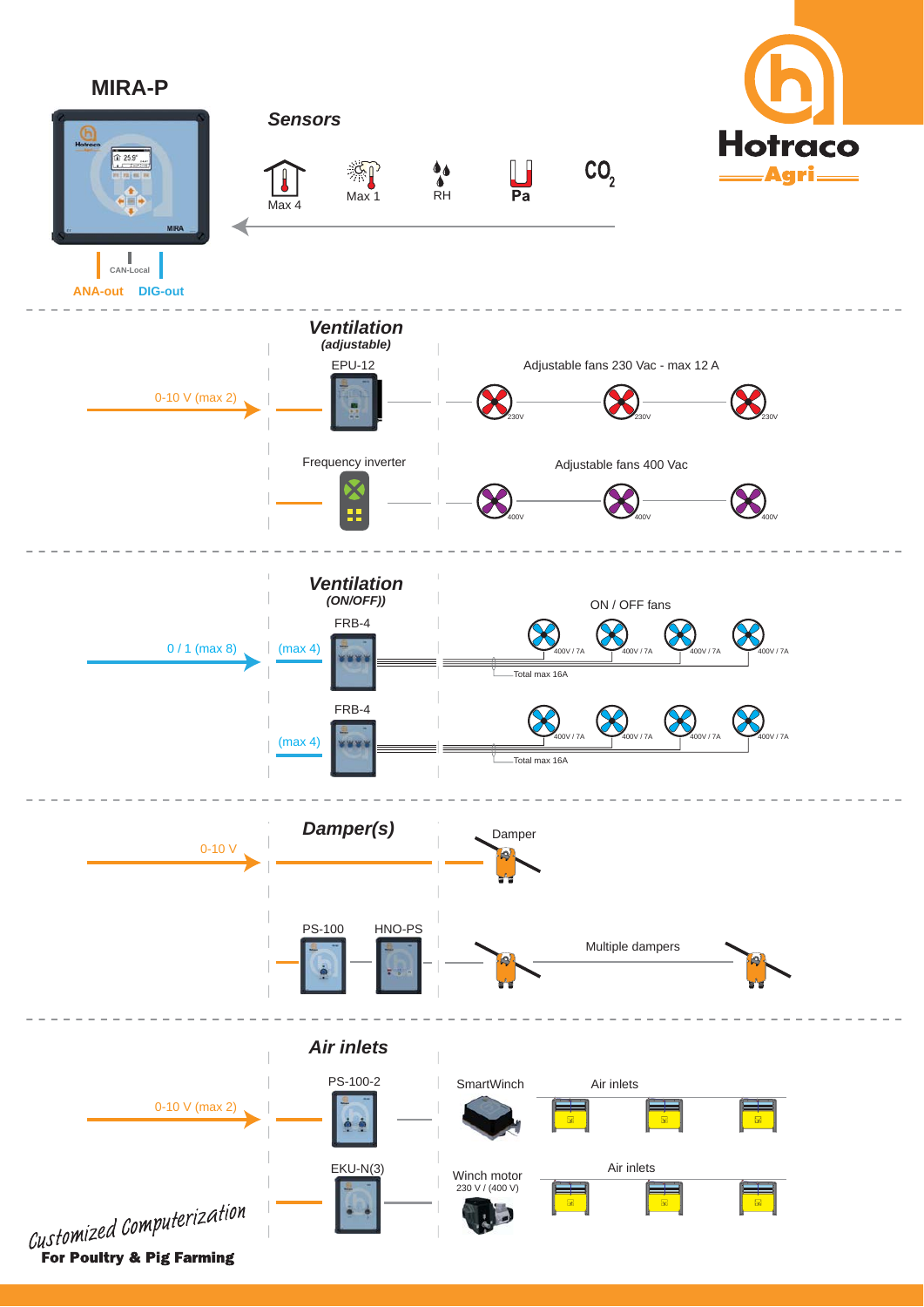# MIRA-P

CAN-Local

ANA-out DIG-out

## Sensors

Max 4 | Max 1 | RH | Pa | $CO_2$

**Hotraco Agri**

---

## *Ventilation*
***(adjustable)***

0-10 V (max 2)

EPU-12 — Adjustable fans 230 Vac - max 12 A

230V 230V 230V

Frequency inverter — Adjustable fans 400 Vac

400V 400V 400V

---

## *Ventilation*
***(ON/OFF)***

0 / 1 (max 8)

FRB-4 (max 4) — ON / OFF fans

400V / 7A 400V / 7A 400V / 7A 400V / 7A

Total max 16A

FRB-4 (max 4)

400V / 7A 400V / 7A 400V / 7A 400V / 7A

Total max 16A

---

## *Damper(s)*

0-10 V

Damper

PS-100 HNO-PS

Multiple dampers

---

## *Air inlets*

0-10 V (max 2)

PS-100-2 — SmartWinch — Air inlets

EKU-N(3) — Winch motor 230 V / (400 V) — Air inlets

*Customized Computerization*
**For Poultry & Pig Farming**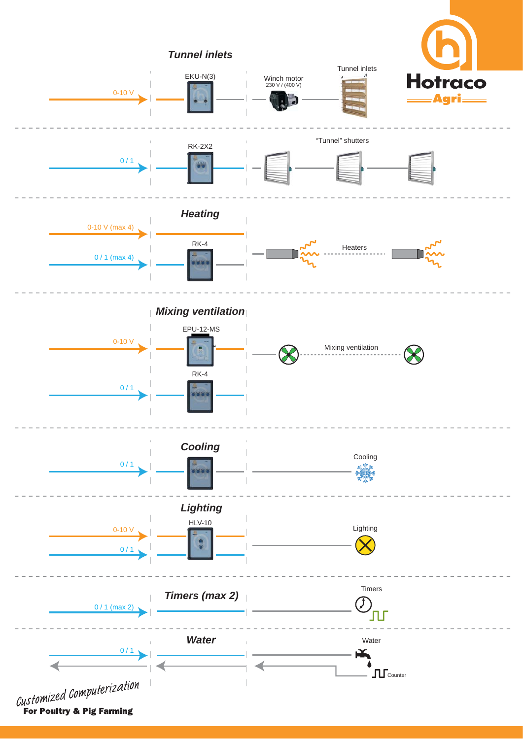## Tunnel inlets

0-10 V → EKU-N(3) → Winch motor 230 V / (400 V) → Tunnel inlets

0 / 1 → RK-2X2 → "Tunnel" shutters

## Heating

0-10 V (max 4)

0 / 1 (max 4) → RK-4 → Heaters

## Mixing ventilation

0-10 V → EPU-12-MS → Mixing ventilation

0 / 1 → RK-4

## Cooling

0 / 1 → Cooling

## Lighting

0-10 V → HLV-10 → Lighting

0 / 1

## Timers (max 2)

0 / 1 (max 2) → Timers

## Water

0 / 1 → Water

Counter

Hotraco Agri

*Customized Computerization*

**For Poultry & Pig Farming**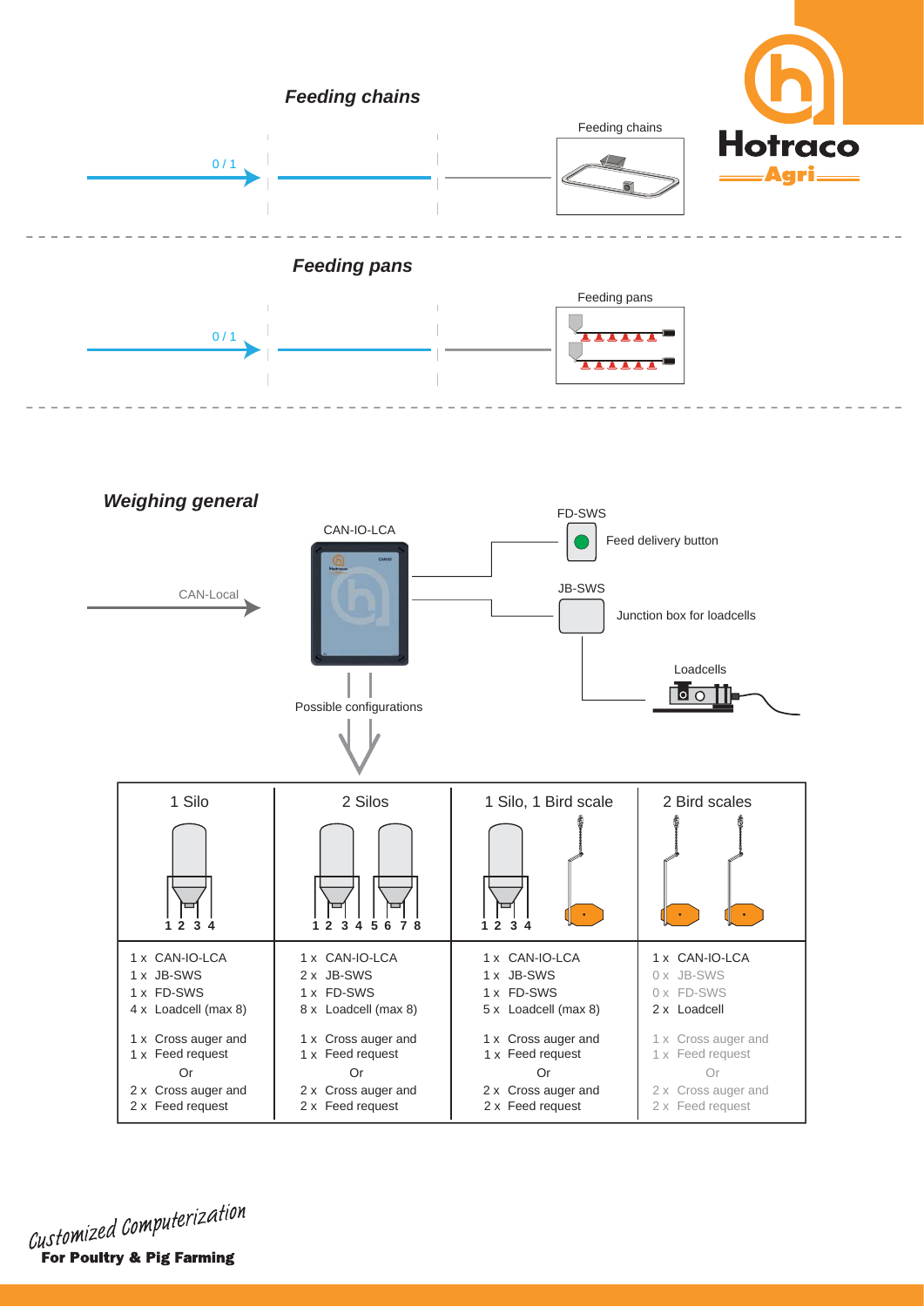## Feeding chains

0 / 1

Feeding chains

## Feeding pans

0 / 1

Feeding pans

## Weighing general

CAN-Local

CAN-IO-LCA

FD-SWS

Feed delivery button

JB-SWS

Junction box for loadcells

Loadcells

Possible configurations

| 1 Silo | 2 Silos | 1 Silo, 1 Bird scale | 2 Bird scales |
|---|---|---|---|
| 1 2 3 4 | 1 2 3 4 5 6 7 8 | 1 2 3 4 | |
| 1 x CAN-IO-LCA<br>1 x JB-SWS<br>1 x FD-SWS<br>4 x Loadcell (max 8)<br><br>1 x Cross auger and<br>1 x Feed request<br>Or<br>2 x Cross auger and<br>2 x Feed request | 1 x CAN-IO-LCA<br>2 x JB-SWS<br>1 x FD-SWS<br>8 x Loadcell (max 8)<br><br>1 x Cross auger and<br>1 x Feed request<br>Or<br>2 x Cross auger and<br>2 x Feed request | 1 x CAN-IO-LCA<br>1 x JB-SWS<br>1 x FD-SWS<br>5 x Loadcell (max 8)<br><br>1 x Cross auger and<br>1 x Feed request<br>Or<br>2 x Cross auger and<br>2 x Feed request | 1 x CAN-IO-LCA<br>0 x JB-SWS<br>0 x FD-SWS<br>2 x Loadcell<br><br>1 x Cross auger and<br>1 x Feed request<br>Or<br>2 x Cross auger and<br>2 x Feed request |

*Customized Computerization*

**For Poultry & Pig Farming**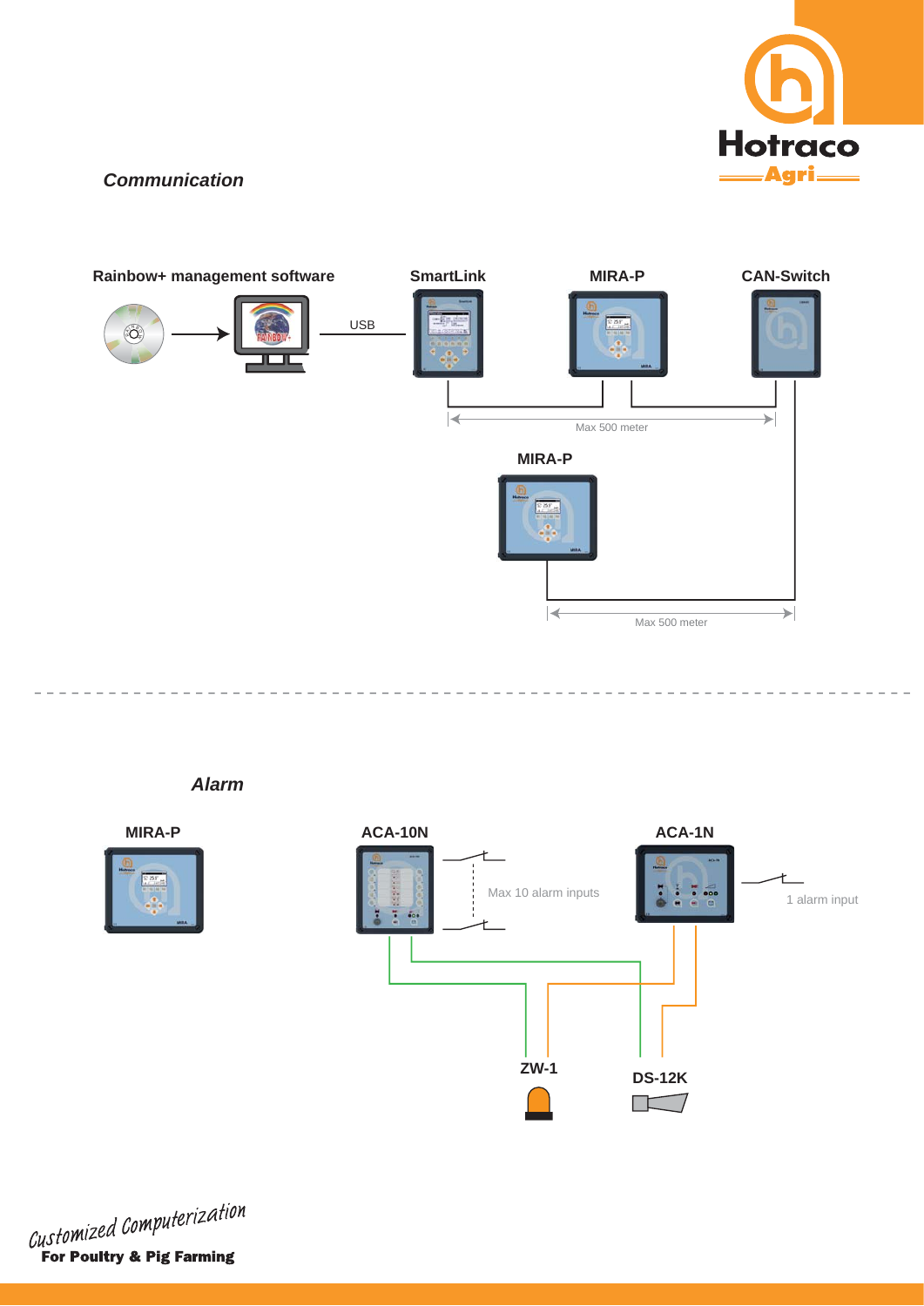## Communication

Rainbow+ management software

USB

SmartLink

MIRA-P

CAN-Switch

Max 500 meter

MIRA-P

Max 500 meter

## Alarm

MIRA-P

ACA-10N

Max 10 alarm inputs

ACA-1N

1 alarm input

ZW-1

DS-12K

*Customized Computerization*

**For Poultry & Pig Farming**